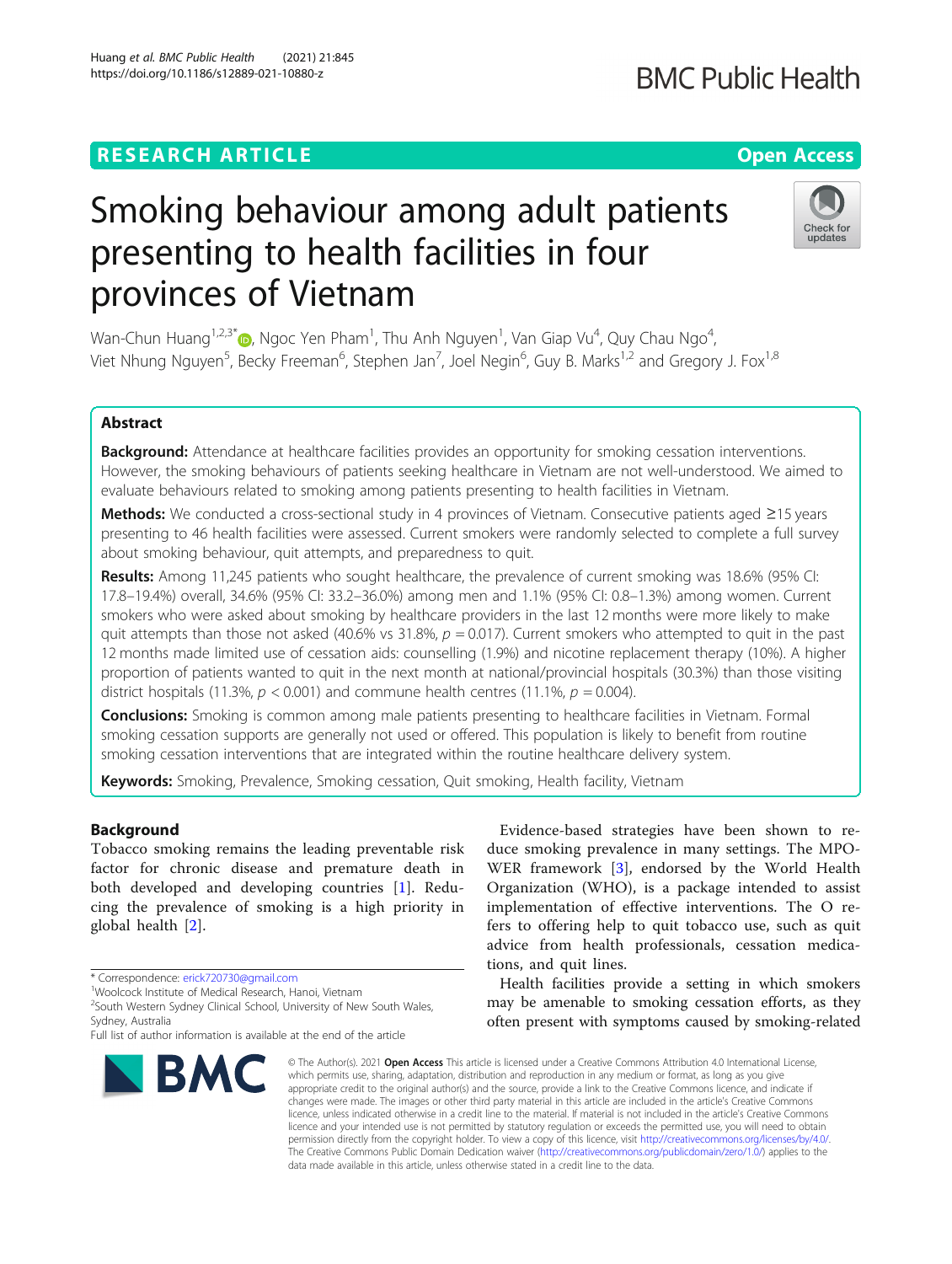RESEARCH ARTICLE

Open Access

# Smoking behaviour among adult patients presenting to health facilities in four provinces of Vietnam

Wan-Chun Huang[1,2,3*], Ngoc Yen Pham[1], Thu Anh Nguyen[1], Van Giap Vu[4], Quy Chau Ngo[4], Viet Nhung Nguyen[5], Becky Freeman[6], Stephen Jan[7], Joel Negin[6], Guy B. Marks[1,2] and Gregory J. Fox[1,8]

## Abstract

**Background:** Attendance at healthcare facilities provides an opportunity for smoking cessation interventions. However, the smoking behaviours of patients seeking healthcare in Vietnam are not well-understood. We aimed to evaluate behaviours related to smoking among patients presenting to health facilities in Vietnam.

**Methods:** We conducted a cross-sectional study in 4 provinces of Vietnam. Consecutive patients aged ≥15 years presenting to 46 health facilities were assessed. Current smokers were randomly selected to complete a full survey about smoking behaviour, quit attempts, and preparedness to quit.

**Results:** Among 11,245 patients who sought healthcare, the prevalence of current smoking was 18.6% (95% CI: 17.8–19.4%) overall, 34.6% (95% CI: 33.2–36.0%) among men and 1.1% (95% CI: 0.8–1.3%) among women. Current smokers who were asked about smoking by healthcare providers in the last 12 months were more likely to make quit attempts than those not asked (40.6% vs 31.8%, $p = 0.017$). Current smokers who attempted to quit in the past 12 months made limited use of cessation aids: counselling (1.9%) and nicotine replacement therapy (10%). A higher proportion of patients wanted to quit in the next month at national/provincial hospitals (30.3%) than those visiting district hospitals (11.3%, $p < 0.001$) and commune health centres (11.1%, $p = 0.004$).

**Conclusions:** Smoking is common among male patients presenting to healthcare facilities in Vietnam. Formal smoking cessation supports are generally not used or offered. This population is likely to benefit from routine smoking cessation interventions that are integrated within the routine healthcare delivery system.

**Keywords:** Smoking, Prevalence, Smoking cessation, Quit smoking, Health facility, Vietnam

## Background

Tobacco smoking remains the leading preventable risk factor for chronic disease and premature death in both developed and developing countries [1]. Reducing the prevalence of smoking is a high priority in global health [2].

Evidence-based strategies have been shown to reduce smoking prevalence in many settings. The MPOWER framework [3], endorsed by the World Health Organization (WHO), is a package intended to assist implementation of effective interventions. The O refers to offering help to quit tobacco use, such as quit advice from health professionals, cessation medications, and quit lines.

Health facilities provide a setting in which smokers may be amenable to smoking cessation efforts, as they often present with symptoms caused by smoking-related

* Correspondence: erick720730@gmail.com
[1]Woolcock Institute of Medical Research, Hanoi, Vietnam
[2]South Western Sydney Clinical School, University of New South Wales, Sydney, Australia
Full list of author information is available at the end of the article

© The Author(s). 2021 **Open Access** This article is licensed under a Creative Commons Attribution 4.0 International License, which permits use, sharing, adaptation, distribution and reproduction in any medium or format, as long as you give appropriate credit to the original author(s) and the source, provide a link to the Creative Commons licence, and indicate if changes were made. The images or other third party material in this article are included in the article's Creative Commons licence, unless indicated otherwise in a credit line to the material. If material is not included in the article's Creative Commons licence and your intended use is not permitted by statutory regulation or exceeds the permitted use, you will need to obtain permission directly from the copyright holder. To view a copy of this licence, visit http://creativecommons.org/licenses/by/4.0/. The Creative Commons Public Domain Dedication waiver (http://creativecommons.org/publicdomain/zero/1.0/) applies to the data made available in this article, unless otherwise stated in a credit line to the data.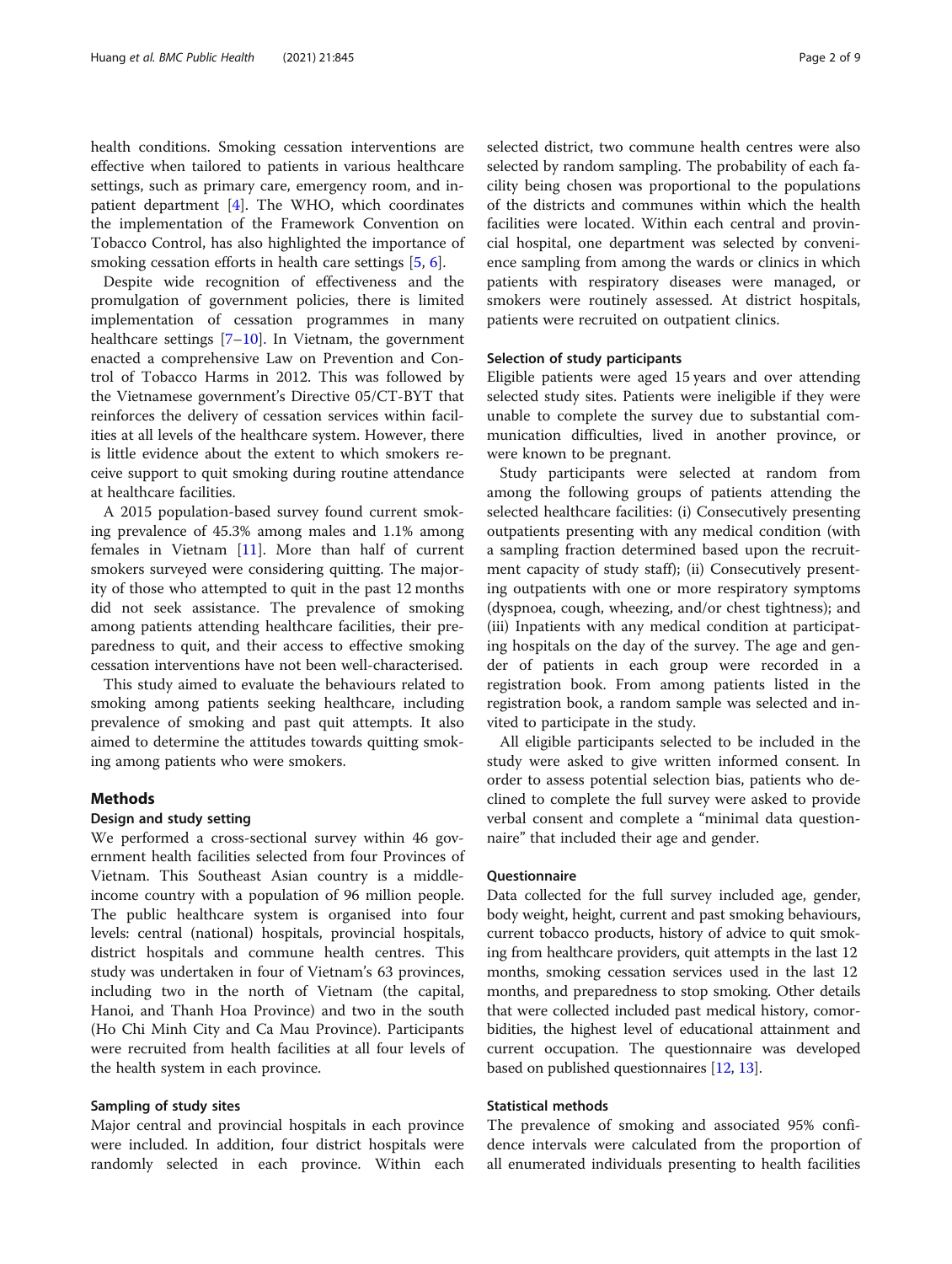health conditions. Smoking cessation interventions are effective when tailored to patients in various healthcare settings, such as primary care, emergency room, and inpatient department [4]. The WHO, which coordinates the implementation of the Framework Convention on Tobacco Control, has also highlighted the importance of smoking cessation efforts in health care settings [5, 6].

Despite wide recognition of effectiveness and the promulgation of government policies, there is limited implementation of cessation programmes in many healthcare settings [7–10]. In Vietnam, the government enacted a comprehensive Law on Prevention and Control of Tobacco Harms in 2012. This was followed by the Vietnamese government's Directive 05/CT-BYT that reinforces the delivery of cessation services within facilities at all levels of the healthcare system. However, there is little evidence about the extent to which smokers receive support to quit smoking during routine attendance at healthcare facilities.

A 2015 population-based survey found current smoking prevalence of 45.3% among males and 1.1% among females in Vietnam [11]. More than half of current smokers surveyed were considering quitting. The majority of those who attempted to quit in the past 12 months did not seek assistance. The prevalence of smoking among patients attending healthcare facilities, their preparedness to quit, and their access to effective smoking cessation interventions have not been well-characterised.

This study aimed to evaluate the behaviours related to smoking among patients seeking healthcare, including prevalence of smoking and past quit attempts. It also aimed to determine the attitudes towards quitting smoking among patients who were smokers.

## Methods

### Design and study setting

We performed a cross-sectional survey within 46 government health facilities selected from four Provinces of Vietnam. This Southeast Asian country is a middle-income country with a population of 96 million people. The public healthcare system is organised into four levels: central (national) hospitals, provincial hospitals, district hospitals and commune health centres. This study was undertaken in four of Vietnam's 63 provinces, including two in the north of Vietnam (the capital, Hanoi, and Thanh Hoa Province) and two in the south (Ho Chi Minh City and Ca Mau Province). Participants were recruited from health facilities at all four levels of the health system in each province.

### Sampling of study sites

Major central and provincial hospitals in each province were included. In addition, four district hospitals were randomly selected in each province. Within each selected district, two commune health centres were also selected by random sampling. The probability of each facility being chosen was proportional to the populations of the districts and communes within which the health facilities were located. Within each central and provincial hospital, one department was selected by convenience sampling from among the wards or clinics in which patients with respiratory diseases were managed, or smokers were routinely assessed. At district hospitals, patients were recruited on outpatient clinics.

### Selection of study participants

Eligible patients were aged 15 years and over attending selected study sites. Patients were ineligible if they were unable to complete the survey due to substantial communication difficulties, lived in another province, or were known to be pregnant.

Study participants were selected at random from among the following groups of patients attending the selected healthcare facilities: (i) Consecutively presenting outpatients presenting with any medical condition (with a sampling fraction determined based upon the recruitment capacity of study staff); (ii) Consecutively presenting outpatients with one or more respiratory symptoms (dyspnoea, cough, wheezing, and/or chest tightness); and (iii) Inpatients with any medical condition at participating hospitals on the day of the survey. The age and gender of patients in each group were recorded in a registration book. From among patients listed in the registration book, a random sample was selected and invited to participate in the study.

All eligible participants selected to be included in the study were asked to give written informed consent. In order to assess potential selection bias, patients who declined to complete the full survey were asked to provide verbal consent and complete a "minimal data questionnaire" that included their age and gender.

### Questionnaire

Data collected for the full survey included age, gender, body weight, height, current and past smoking behaviours, current tobacco products, history of advice to quit smoking from healthcare providers, quit attempts in the last 12 months, smoking cessation services used in the last 12 months, and preparedness to stop smoking. Other details that were collected included past medical history, comorbidities, the highest level of educational attainment and current occupation. The questionnaire was developed based on published questionnaires [12, 13].

### Statistical methods

The prevalence of smoking and associated 95% confidence intervals were calculated from the proportion of all enumerated individuals presenting to health facilities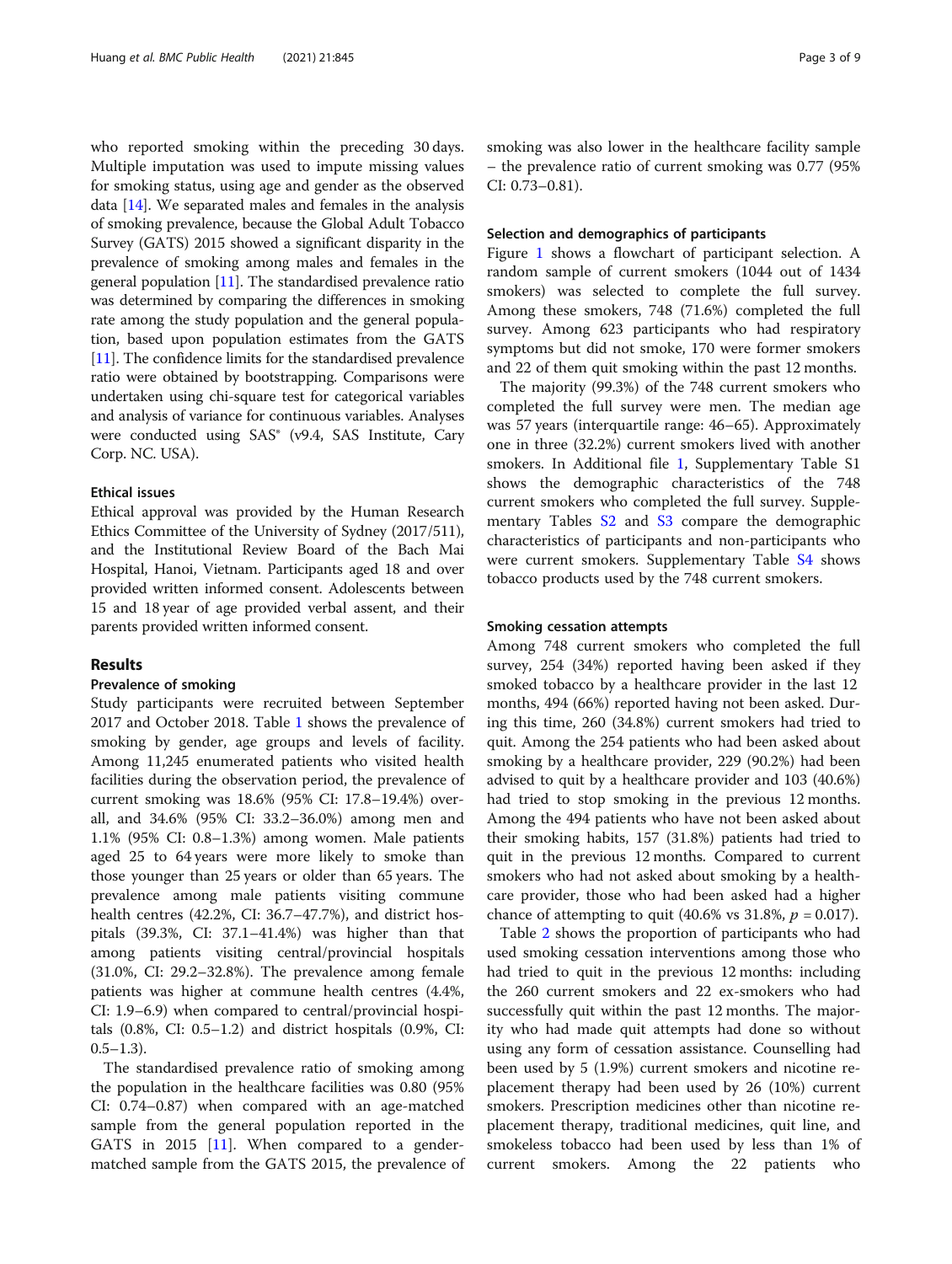who reported smoking within the preceding 30 days. Multiple imputation was used to impute missing values for smoking status, using age and gender as the observed data [14]. We separated males and females in the analysis of smoking prevalence, because the Global Adult Tobacco Survey (GATS) 2015 showed a significant disparity in the prevalence of smoking among males and females in the general population [11]. The standardised prevalence ratio was determined by comparing the differences in smoking rate among the study population and the general population, based upon population estimates from the GATS [11]. The confidence limits for the standardised prevalence ratio were obtained by bootstrapping. Comparisons were undertaken using chi-square test for categorical variables and analysis of variance for continuous variables. Analyses were conducted using SAS® (v9.4, SAS Institute, Cary Corp. NC. USA).

### Ethical issues

Ethical approval was provided by the Human Research Ethics Committee of the University of Sydney (2017/511), and the Institutional Review Board of the Bach Mai Hospital, Hanoi, Vietnam. Participants aged 18 and over provided written informed consent. Adolescents between 15 and 18 year of age provided verbal assent, and their parents provided written informed consent.

## Results

### Prevalence of smoking

Study participants were recruited between September 2017 and October 2018. Table 1 shows the prevalence of smoking by gender, age groups and levels of facility. Among 11,245 enumerated patients who visited health facilities during the observation period, the prevalence of current smoking was 18.6% (95% CI: 17.8–19.4%) overall, and 34.6% (95% CI: 33.2–36.0%) among men and 1.1% (95% CI: 0.8–1.3%) among women. Male patients aged 25 to 64 years were more likely to smoke than those younger than 25 years or older than 65 years. The prevalence among male patients visiting commune health centres (42.2%, CI: 36.7–47.7%), and district hospitals (39.3%, CI: 37.1–41.4%) was higher than that among patients visiting central/provincial hospitals (31.0%, CI: 29.2–32.8%). The prevalence among female patients was higher at commune health centres (4.4%, CI: 1.9–6.9) when compared to central/provincial hospitals (0.8%, CI: 0.5–1.2) and district hospitals (0.9%, CI: 0.5–1.3).

The standardised prevalence ratio of smoking among the population in the healthcare facilities was 0.80 (95% CI: 0.74–0.87) when compared with an age-matched sample from the general population reported in the GATS in 2015 [11]. When compared to a gender-matched sample from the GATS 2015, the prevalence of smoking was also lower in the healthcare facility sample – the prevalence ratio of current smoking was 0.77 (95% CI: 0.73–0.81).

### Selection and demographics of participants

Figure 1 shows a flowchart of participant selection. A random sample of current smokers (1044 out of 1434 smokers) was selected to complete the full survey. Among these smokers, 748 (71.6%) completed the full survey. Among 623 participants who had respiratory symptoms but did not smoke, 170 were former smokers and 22 of them quit smoking within the past 12 months.

The majority (99.3%) of the 748 current smokers who completed the full survey were men. The median age was 57 years (interquartile range: 46–65). Approximately one in three (32.2%) current smokers lived with another smokers. In Additional file 1, Supplementary Table S1 shows the demographic characteristics of the 748 current smokers who completed the full survey. Supplementary Tables S2 and S3 compare the demographic characteristics of participants and non-participants who were current smokers. Supplementary Table S4 shows tobacco products used by the 748 current smokers.

### Smoking cessation attempts

Among 748 current smokers who completed the full survey, 254 (34%) reported having been asked if they smoked tobacco by a healthcare provider in the last 12 months, 494 (66%) reported having not been asked. During this time, 260 (34.8%) current smokers had tried to quit. Among the 254 patients who had been asked about smoking by a healthcare provider, 229 (90.2%) had been advised to quit by a healthcare provider and 103 (40.6%) had tried to stop smoking in the previous 12 months. Among the 494 patients who have not been asked about their smoking habits, 157 (31.8%) patients had tried to quit in the previous 12 months. Compared to current smokers who had not asked about smoking by a healthcare provider, those who had been asked had a higher chance of attempting to quit (40.6% vs 31.8%, $p = 0.017$).

Table 2 shows the proportion of participants who had used smoking cessation interventions among those who had tried to quit in the previous 12 months: including the 260 current smokers and 22 ex-smokers who had successfully quit within the past 12 months. The majority who had made quit attempts had done so without using any form of cessation assistance. Counselling had been used by 5 (1.9%) current smokers and nicotine replacement therapy had been used by 26 (10%) current smokers. Prescription medicines other than nicotine replacement therapy, traditional medicines, quit line, and smokeless tobacco had been used by less than 1% of current smokers. Among the 22 patients who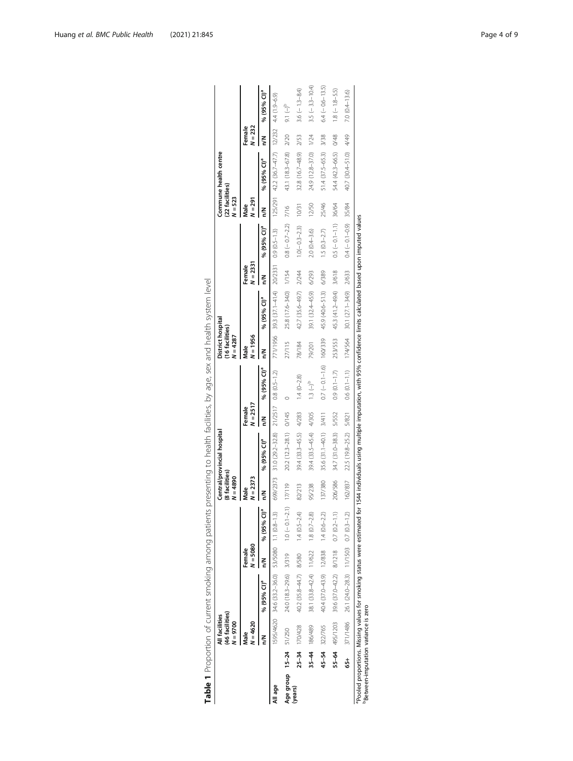**Table 1** Proportion of current smoking among patients presenting to health facilities, by age, sex and health system level

| | | All facilities (46 facilities) N = 9700 | | | | Central/provincial hospital (8 facilities) N = 4890 | | | | District hospital (16 facilities) N = 4287 | | | | Commune health centre (22 facilities) N = 523 | | | |
|---|---|---|---|---|---|---|---|---|---|---|---|---|---|---|---|---|---|
| | | Male N = 4620 | | Female N = 5080 | | Male N = 2373 | | Female N = 2517 | | Male N = 1956 | | Female N = 2331 | | Male N = 291 | | Female N = 232 | |
| | | n/N | % (95% CI)[a] | n/N | % (95% CI)[a] | n/N | % (95% CI)[a] | n/N | % (95% CI)[a] | n/N | % (95% CI)[a] | n/N | % (95% CI)[a] | n/N | % (95% CI)[a] | n/N | % (95% CI)[a] |
| All age | | 1595/4620 | 34.6 (33.2–36.0) | 53/5080 | 1.1 (0.8–1.3) | 699/2373 | 31.0 (29.2–32.8) | 21/2517 | 0.8 (0.5–1.2) | 771/1956 | 39.3 (37.1–41.4) | 20/2331 | 0.9 (0.5–1.3) | 125/291 | 42.2 (36.7–47.7) | 12/232 | 4.4 (1.9–6.9) |
| Age group (years) | 15–24 | 51/250 | 24.0 (18.3–29.6) | 3/319 | 1.0 (− 0.1–2.1) | 17/119 | 20.2 (12.3–28.1) | 0/145 | 0 | 27/115 | 25.8 (17.6–34.0) | 1/154 | 0.8 (− 0.7–2.2) | 7/16 | 43.1 (18.3–67.8) | 2/20 | 9.1 (–)[b] |
| | 25–34 | 170/428 | 40.2 (35.8–44.7) | 8/580 | 1.4 (0.5–2.4) | 82/213 | 39.4 (33.3–45.5) | 4/283 | 1.4 (0–2.8) | 78/184 | 42.7 (35.6–49.7) | 2/244 | 1.0(− 0.3–2.3) | 10/31 | 32.8 (16.7–48.9) | 2/53 | 3.6 (− 1.3–8.4) |
| | 35–44 | 186/489 | 38.1 (33.8–42.4) | 11/622 | 1.8 (0.7–2.8) | 95/238 | 39.4 (33.5–45.4) | 4/305 | 1.3 (–)[b] | 79/201 | 39.1 (32.4–45.9) | 6/293 | 2.0 (0.4–3.6) | 12/50 | 24.9 (12.8–37.0) | 1/24 | 3.5 (− 3.3–10.4) |
| | 45–54 | 322/765 | 40.4 (37.0–43.9) | 12/838 | 1.4 (0.6–2.2) | 137/380 | 35.6 (31.1–40.1) | 3/411 | 0.7 (− 0.1–1.6) | 160/339 | 45.9 (40.6–51.3) | 6/389 | 1.5 (0.3–2.7) | 25/46 | 51.4 (37.5–65.3) | 3/38 | 6.4 (− 0.6–13.5) |
| | 55–64 | 495/1203 | 39.6 (37.0–42.2) | 8/1218 | 0.7 (0.2–1.1) | 206/586 | 34.7 (31.0–38.3) | 5/552 | 0.9 (0.1–1.7) | 253/553 | 45.3 (41.2–49.4) | 3/618 | 0.5 (− 0.1–1.1) | 36/64 | 54.4 (42.3–66.5) | 0/48 | 1.8 (− 1.8–5.5) |
| | 65+ | 371/1486 | 26.1 (24.0–28.3) | 11/1503 | 0.7 (0.3–1.2) | 162/837 | 22.5 (19.8–25.2) | 5/821 | 0.6 (0.1–1.1) | 174/564 | 30.1 (27.1–34.9) | 2/633 | 0.4 (− 0.1–0.9) | 35/84 | 40.7 (30.4–51.0) | 4/49 | 7.0 (0.4–13.6) |

[a]Pooled proportions. Missing values for smoking status were estimated for 1544 individuals using multiple imputation, with 95% confidence limits calculated based upon imputed values
[b]Between-imputation variance is zero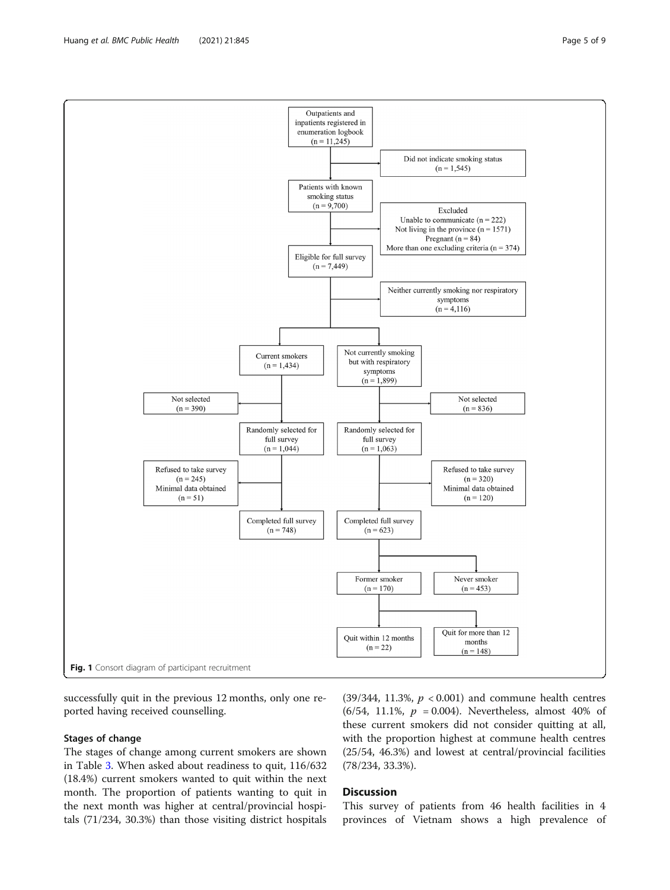Outpatients and inpatients registered in enumeration logbook (n = 11,245)

Did not indicate smoking status (n = 1,545)

Patients with known smoking status (n = 9,700)

Excluded
Unable to communicate (n = 222)
Not living in the province (n = 1571)
Pregnant (n = 84)
More than one excluding criteria (n = 374)

Eligible for full survey (n = 7,449)

Neither currently smoking nor respiratory symptoms (n = 4,116)

Current smokers (n = 1,434)

Not currently smoking but with respiratory symptoms (n = 1,899)

Not selected (n = 390)

Not selected (n = 836)

Randomly selected for full survey (n = 1,044)

Randomly selected for full survey (n = 1,063)

Refused to take survey (n = 245)
Minimal data obtained (n = 51)

Refused to take survey (n = 320)
Minimal data obtained (n = 120)

Completed full survey (n = 748)

Completed full survey (n = 623)

Former smoker (n = 170)

Never smoker (n = 453)

Quit within 12 months (n = 22)

Quit for more than 12 months (n = 148)

**Fig. 1** Consort diagram of participant recruitment

successfully quit in the previous 12 months, only one reported having received counselling.

## Stages of change

The stages of change among current smokers are shown in Table 3. When asked about readiness to quit, 116/632 (18.4%) current smokers wanted to quit within the next month. The proportion of patients wanting to quit in the next month was higher at central/provincial hospitals (71/234, 30.3%) than those visiting district hospitals (39/344, 11.3%, $p < 0.001$) and commune health centres (6/54, 11.1%, $p = 0.004$). Nevertheless, almost 40% of these current smokers did not consider quitting at all, with the proportion highest at commune health centres (25/54, 46.3%) and lowest at central/provincial facilities (78/234, 33.3%).

# Discussion

This survey of patients from 46 health facilities in 4 provinces of Vietnam shows a high prevalence of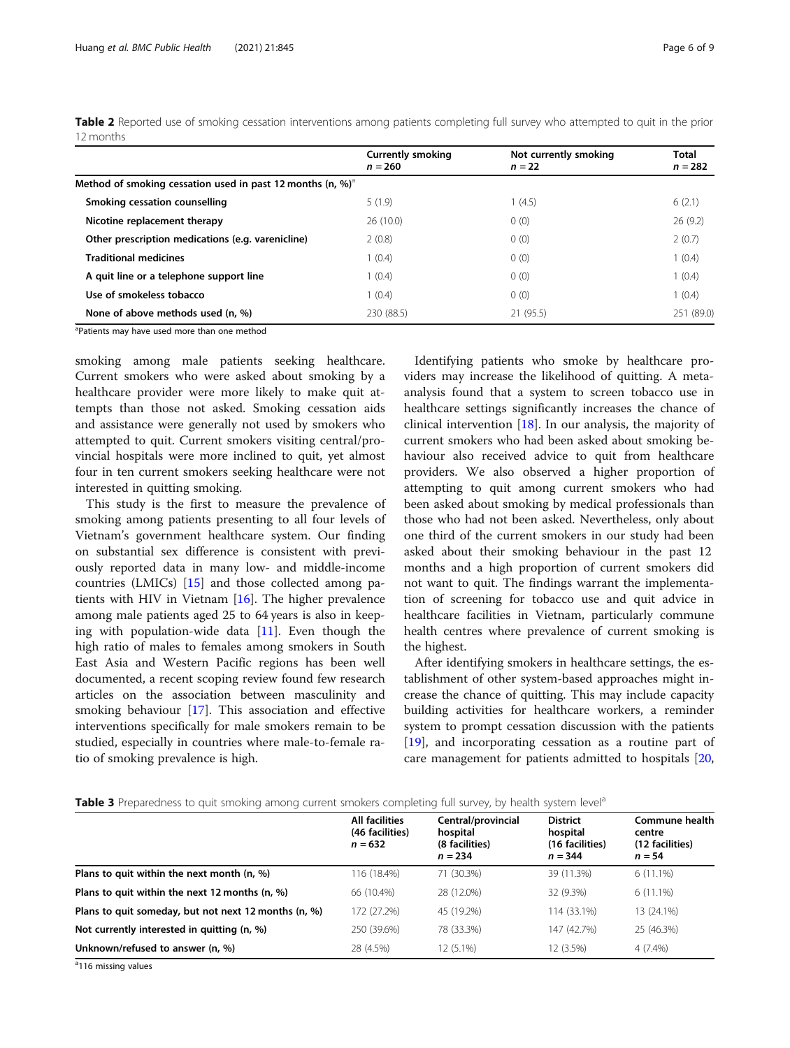**Table 2** Reported use of smoking cessation interventions among patients completing full survey who attempted to quit in the prior 12 months

| | Currently smoking $n = 260$ | Not currently smoking $n = 22$ | Total $n = 282$ |
|---|---|---|---|
| **Method of smoking cessation used in past 12 months (n, %)**[a] | | | |
| **Smoking cessation counselling** | 5 (1.9) | 1 (4.5) | 6 (2.1) |
| **Nicotine replacement therapy** | 26 (10.0) | 0 (0) | 26 (9.2) |
| **Other prescription medications (e.g. varenicline)** | 2 (0.8) | 0 (0) | 2 (0.7) |
| **Traditional medicines** | 1 (0.4) | 0 (0) | 1 (0.4) |
| **A quit line or a telephone support line** | 1 (0.4) | 0 (0) | 1 (0.4) |
| **Use of smokeless tobacco** | 1 (0.4) | 0 (0) | 1 (0.4) |
| **None of above methods used (n, %)** | 230 (88.5) | 21 (95.5) | 251 (89.0) |

[a]Patients may have used more than one method

smoking among male patients seeking healthcare. Current smokers who were asked about smoking by a healthcare provider were more likely to make quit attempts than those not asked. Smoking cessation aids and assistance were generally not used by smokers who attempted to quit. Current smokers visiting central/provincial hospitals were more inclined to quit, yet almost four in ten current smokers seeking healthcare were not interested in quitting smoking.

This study is the first to measure the prevalence of smoking among patients presenting to all four levels of Vietnam's government healthcare system. Our finding on substantial sex difference is consistent with previously reported data in many low- and middle-income countries (LMICs) [15] and those collected among patients with HIV in Vietnam [16]. The higher prevalence among male patients aged 25 to 64 years is also in keeping with population-wide data [11]. Even though the high ratio of males to females among smokers in South East Asia and Western Pacific regions has been well documented, a recent scoping review found few research articles on the association between masculinity and smoking behaviour [17]. This association and effective interventions specifically for male smokers remain to be studied, especially in countries where male-to-female ratio of smoking prevalence is high.

Identifying patients who smoke by healthcare providers may increase the likelihood of quitting. A meta-analysis found that a system to screen tobacco use in healthcare settings significantly increases the chance of clinical intervention [18]. In our analysis, the majority of current smokers who had been asked about smoking behaviour also received advice to quit from healthcare providers. We also observed a higher proportion of attempting to quit among current smokers who had been asked about smoking by medical professionals than those who had not been asked. Nevertheless, only about one third of the current smokers in our study had been asked about their smoking behaviour in the past 12 months and a high proportion of current smokers did not want to quit. The findings warrant the implementation of screening for tobacco use and quit advice in healthcare facilities in Vietnam, particularly commune health centres where prevalence of current smoking is the highest.

After identifying smokers in healthcare settings, the establishment of other system-based approaches might increase the chance of quitting. This may include capacity building activities for healthcare workers, a reminder system to prompt cessation discussion with the patients [19], and incorporating cessation as a routine part of care management for patients admitted to hospitals [20,

**Table 3** Preparedness to quit smoking among current smokers completing full survey, by health system level[a]

| | All facilities (46 facilities) $n = 632$ | Central/provincial hospital (8 facilities) $n = 234$ | District hospital (16 facilities) $n = 344$ | Commune health centre (12 facilities) $n = 54$ |
|---|---|---|---|---|
| **Plans to quit within the next month (n, %)** | 116 (18.4%) | 71 (30.3%) | 39 (11.3%) | 6 (11.1%) |
| **Plans to quit within the next 12 months (n, %)** | 66 (10.4%) | 28 (12.0%) | 32 (9.3%) | 6 (11.1%) |
| **Plans to quit someday, but not next 12 months (n, %)** | 172 (27.2%) | 45 (19.2%) | 114 (33.1%) | 13 (24.1%) |
| **Not currently interested in quitting (n, %)** | 250 (39.6%) | 78 (33.3%) | 147 (42.7%) | 25 (46.3%) |
| **Unknown/refused to answer (n, %)** | 28 (4.5%) | 12 (5.1%) | 12 (3.5%) | 4 (7.4%) |

[a]116 missing values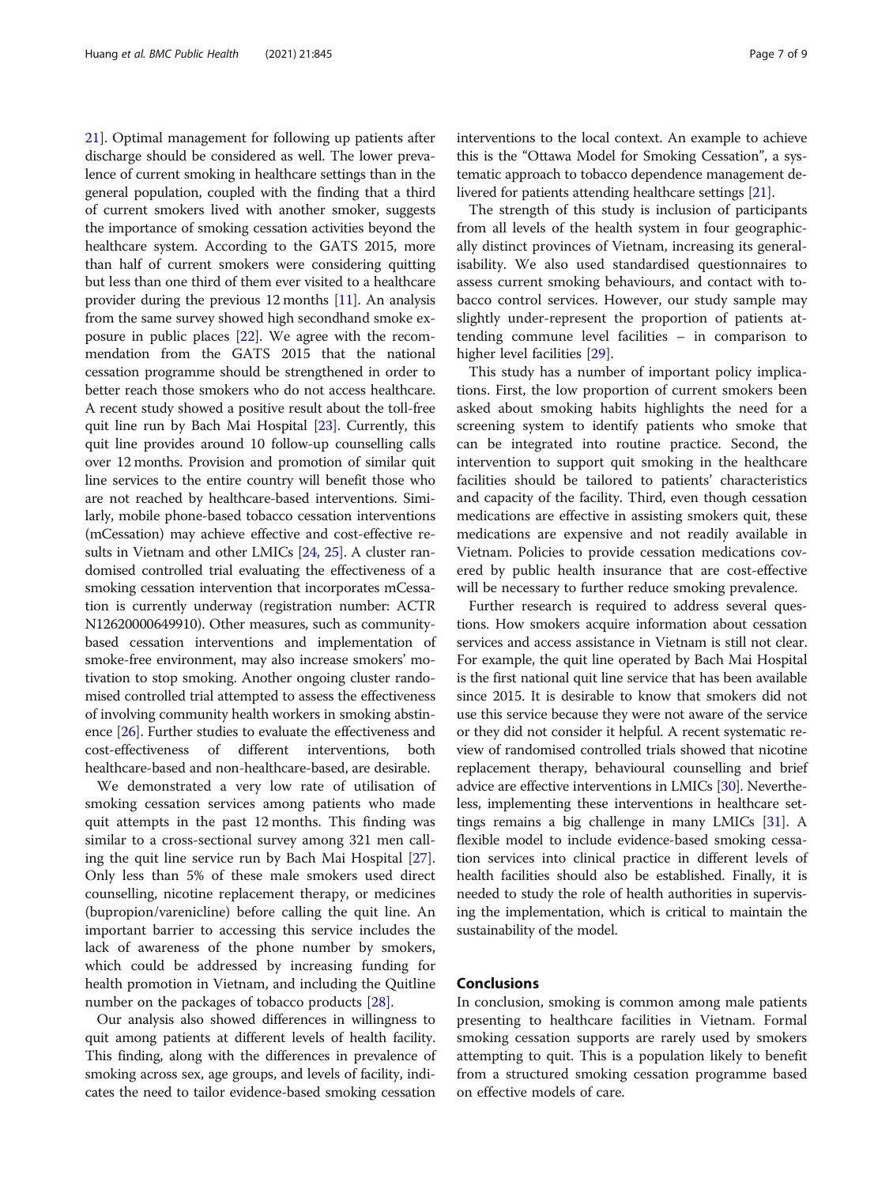21]. Optimal management for following up patients after discharge should be considered as well. The lower prevalence of current smoking in healthcare settings than in the general population, coupled with the finding that a third of current smokers lived with another smoker, suggests the importance of smoking cessation activities beyond the healthcare system. According to the GATS 2015, more than half of current smokers were considering quitting but less than one third of them ever visited to a healthcare provider during the previous 12 months [11]. An analysis from the same survey showed high secondhand smoke exposure in public places [22]. We agree with the recommendation from the GATS 2015 that the national cessation programme should be strengthened in order to better reach those smokers who do not access healthcare. A recent study showed a positive result about the toll-free quit line run by Bach Mai Hospital [23]. Currently, this quit line provides around 10 follow-up counselling calls over 12 months. Provision and promotion of similar quit line services to the entire country will benefit those who are not reached by healthcare-based interventions. Similarly, mobile phone-based tobacco cessation interventions (mCessation) may achieve effective and cost-effective results in Vietnam and other LMICs [24, 25]. A cluster randomised controlled trial evaluating the effectiveness of a smoking cessation intervention that incorporates mCessation is currently underway (registration number: ACTRN12620000649910). Other measures, such as community-based cessation interventions and implementation of smoke-free environment, may also increase smokers' motivation to stop smoking. Another ongoing cluster randomised controlled trial attempted to assess the effectiveness of involving community health workers in smoking abstinence [26]. Further studies to evaluate the effectiveness and cost-effectiveness of different interventions, both healthcare-based and non-healthcare-based, are desirable.

We demonstrated a very low rate of utilisation of smoking cessation services among patients who made quit attempts in the past 12 months. This finding was similar to a cross-sectional survey among 321 men calling the quit line service run by Bach Mai Hospital [27]. Only less than 5% of these male smokers used direct counselling, nicotine replacement therapy, or medicines (bupropion/varenicline) before calling the quit line. An important barrier to accessing this service includes the lack of awareness of the phone number by smokers, which could be addressed by increasing funding for health promotion in Vietnam, and including the Quitline number on the packages of tobacco products [28].

Our analysis also showed differences in willingness to quit among patients at different levels of health facility. This finding, along with the differences in prevalence of smoking across sex, age groups, and levels of facility, indicates the need to tailor evidence-based smoking cessation interventions to the local context. An example to achieve this is the "Ottawa Model for Smoking Cessation", a systematic approach to tobacco dependence management delivered for patients attending healthcare settings [21].

The strength of this study is inclusion of participants from all levels of the health system in four geographically distinct provinces of Vietnam, increasing its generalisability. We also used standardised questionnaires to assess current smoking behaviours, and contact with tobacco control services. However, our study sample may slightly under-represent the proportion of patients attending commune level facilities – in comparison to higher level facilities [29].

This study has a number of important policy implications. First, the low proportion of current smokers been asked about smoking habits highlights the need for a screening system to identify patients who smoke that can be integrated into routine practice. Second, the intervention to support quit smoking in the healthcare facilities should be tailored to patients' characteristics and capacity of the facility. Third, even though cessation medications are effective in assisting smokers quit, these medications are expensive and not readily available in Vietnam. Policies to provide cessation medications covered by public health insurance that are cost-effective will be necessary to further reduce smoking prevalence.

Further research is required to address several questions. How smokers acquire information about cessation services and access assistance in Vietnam is still not clear. For example, the quit line operated by Bach Mai Hospital is the first national quit line service that has been available since 2015. It is desirable to know that smokers did not use this service because they were not aware of the service or they did not consider it helpful. A recent systematic review of randomised controlled trials showed that nicotine replacement therapy, behavioural counselling and brief advice are effective interventions in LMICs [30]. Nevertheless, implementing these interventions in healthcare settings remains a big challenge in many LMICs [31]. A flexible model to include evidence-based smoking cessation services into clinical practice in different levels of health facilities should also be established. Finally, it is needed to study the role of health authorities in supervising the implementation, which is critical to maintain the sustainability of the model.

## Conclusions

In conclusion, smoking is common among male patients presenting to healthcare facilities in Vietnam. Formal smoking cessation supports are rarely used by smokers attempting to quit. This is a population likely to benefit from a structured smoking cessation programme based on effective models of care.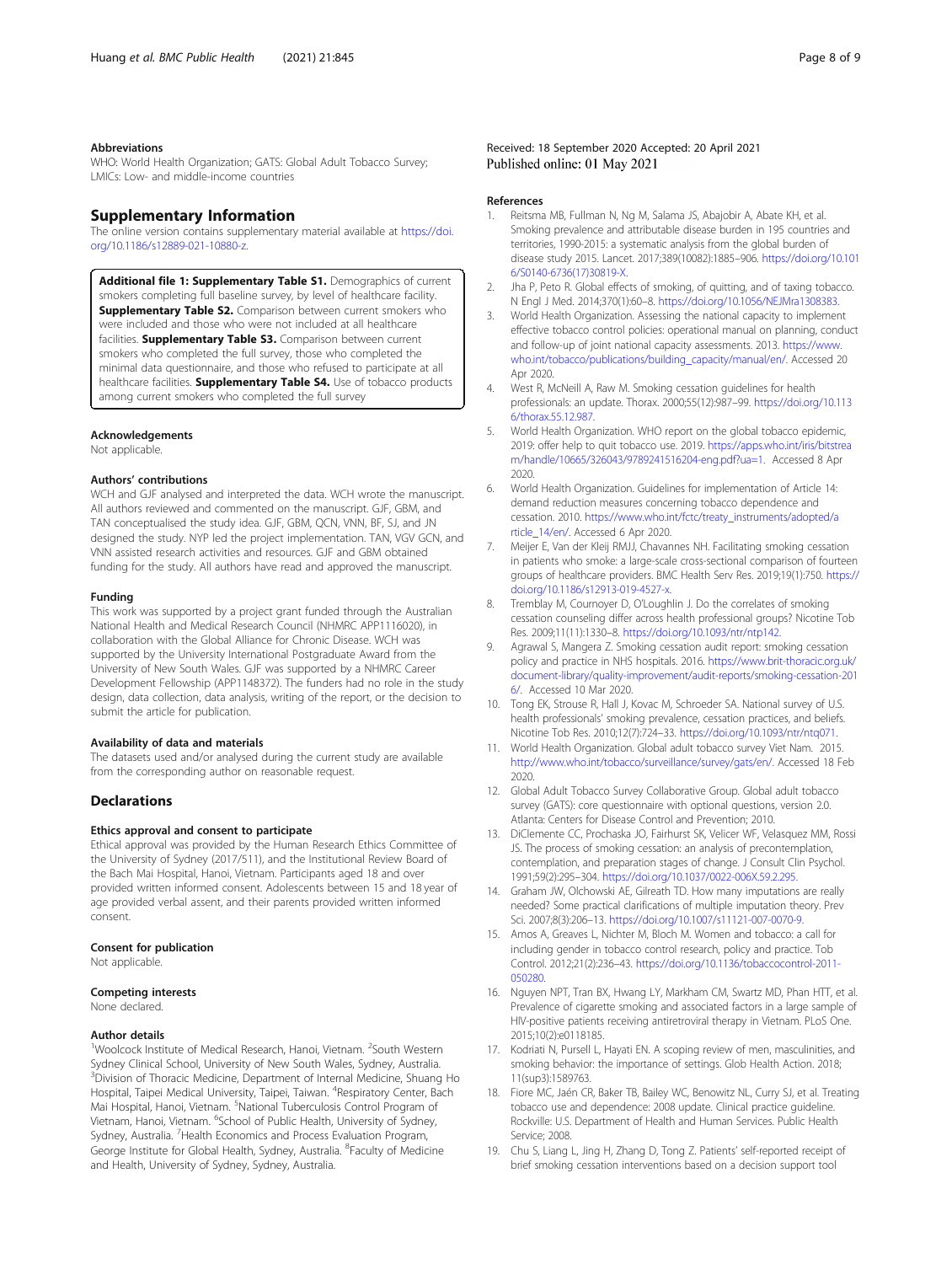### Abbreviations

WHO: World Health Organization; GATS: Global Adult Tobacco Survey; LMICs: Low- and middle-income countries

## Supplementary Information

The online version contains supplementary material available at https://doi.org/10.1186/s12889-021-10880-z.

**Additional file 1: Supplementary Table S1.** Demographics of current smokers completing full baseline survey, by level of healthcare facility. **Supplementary Table S2.** Comparison between current smokers who were included and those who were not included at all healthcare facilities. **Supplementary Table S3.** Comparison between current smokers who completed the full survey, those who completed the minimal data questionnaire, and those who refused to participate at all healthcare facilities. **Supplementary Table S4.** Use of tobacco products among current smokers who completed the full survey

### Acknowledgements

Not applicable.

### Authors' contributions

WCH and GJF analysed and interpreted the data. WCH wrote the manuscript. All authors reviewed and commented on the manuscript. GJF, GBM, and TAN conceptualised the study idea. GJF, GBM, QCN, VNN, BF, SJ, and JN designed the study. NYP led the project implementation. TAN, VGV GCN, and VNN assisted research activities and resources. GJF and GBM obtained funding for the study. All authors have read and approved the manuscript.

### Funding

This work was supported by a project grant funded through the Australian National Health and Medical Research Council (NHMRC APP1116020), in collaboration with the Global Alliance for Chronic Disease. WCH was supported by the University International Postgraduate Award from the University of New South Wales. GJF was supported by a NHMRC Career Development Fellowship (APP1148372). The funders had no role in the study design, data collection, data analysis, writing of the report, or the decision to submit the article for publication.

### Availability of data and materials

The datasets used and/or analysed during the current study are available from the corresponding author on reasonable request.

## Declarations

### Ethics approval and consent to participate

Ethical approval was provided by the Human Research Ethics Committee of the University of Sydney (2017/511), and the Institutional Review Board of the Bach Mai Hospital, Hanoi, Vietnam. Participants aged 18 and over provided written informed consent. Adolescents between 15 and 18 year of age provided verbal assent, and their parents provided written informed consent.

### Consent for publication

Not applicable.

### Competing interests

None declared.

### Author details

[1]Woolcock Institute of Medical Research, Hanoi, Vietnam. [2]South Western Sydney Clinical School, University of New South Wales, Sydney, Australia. [3]Division of Thoracic Medicine, Department of Internal Medicine, Shuang Ho Hospital, Taipei Medical University, Taipei, Taiwan. [4]Respiratory Center, Bach Mai Hospital, Hanoi, Vietnam. [5]National Tuberculosis Control Program of Vietnam, Hanoi, Vietnam. [6]School of Public Health, University of Sydney, Sydney, Australia. [7]Health Economics and Process Evaluation Program, George Institute for Global Health, Sydney, Australia. [8]Faculty of Medicine and Health, University of Sydney, Sydney, Australia.

Received: 18 September 2020 Accepted: 20 April 2021
Published online: 01 May 2021

### References

1. Reitsma MB, Fullman N, Ng M, Salama JS, Abajobir A, Abate KH, et al. Smoking prevalence and attributable disease burden in 195 countries and territories, 1990-2015: a systematic analysis from the global burden of disease study 2015. Lancet. 2017;389(10082):1885–906. https://doi.org/10.1016/S0140-6736(17)30819-X.
2. Jha P, Peto R. Global effects of smoking, of quitting, and of taxing tobacco. N Engl J Med. 2014;370(1):60–8. https://doi.org/10.1056/NEJMra1308383.
3. World Health Organization. Assessing the national capacity to implement effective tobacco control policies: operational manual on planning, conduct and follow-up of joint national capacity assessments. 2013. https://www.who.int/tobacco/publications/building_capacity/manual/en/. Accessed 20 Apr 2020.
4. West R, McNeill A, Raw M. Smoking cessation guidelines for health professionals: an update. Thorax. 2000;55(12):987–99. https://doi.org/10.1136/thorax.55.12.987.
5. World Health Organization. WHO report on the global tobacco epidemic, 2019: offer help to quit tobacco use. 2019. https://apps.who.int/iris/bitstream/handle/10665/326043/9789241516204-eng.pdf?ua=1. Accessed 8 Apr 2020.
6. World Health Organization. Guidelines for implementation of Article 14: demand reduction measures concerning tobacco dependence and cessation. 2010. https://www.who.int/fctc/treaty_instruments/adopted/article_14/en/. Accessed 6 Apr 2020.
7. Meijer E, Van der Kleij RMJJ, Chavannes NH. Facilitating smoking cessation in patients who smoke: a large-scale cross-sectional comparison of fourteen groups of healthcare providers. BMC Health Serv Res. 2019;19(1):750. https://doi.org/10.1186/s12913-019-4527-x.
8. Tremblay M, Cournoyer D, O'Loughlin J. Do the correlates of smoking cessation counseling differ across health professional groups? Nicotine Tob Res. 2009;11(11):1330–8. https://doi.org/10.1093/ntr/ntp142.
9. Agrawal S, Mangera Z. Smoking cessation audit report: smoking cessation policy and practice in NHS hospitals. 2016. https://www.brit-thoracic.org.uk/document-library/quality-improvement/audit-reports/smoking-cessation-2016/. Accessed 10 Mar 2020.
10. Tong EK, Strouse R, Hall J, Kovac M, Schroeder SA. National survey of U.S. health professionals' smoking prevalence, cessation practices, and beliefs. Nicotine Tob Res. 2010;12(7):724–33. https://doi.org/10.1093/ntr/ntq071.
11. World Health Organization. Global adult tobacco survey Viet Nam. 2015. http://www.who.int/tobacco/surveillance/survey/gats/en/. Accessed 18 Feb 2020.
12. Global Adult Tobacco Survey Collaborative Group. Global adult tobacco survey (GATS): core questionnaire with optional questions, version 2.0. Atlanta: Centers for Disease Control and Prevention; 2010.
13. DiClemente CC, Prochaska JO, Fairhurst SK, Velicer WF, Velasquez MM, Rossi JS. The process of smoking cessation: an analysis of precontemplation, contemplation, and preparation stages of change. J Consult Clin Psychol. 1991;59(2):295–304. https://doi.org/10.1037/0022-006X.59.2.295.
14. Graham JW, Olchowski AE, Gilreath TD. How many imputations are really needed? Some practical clarifications of multiple imputation theory. Prev Sci. 2007;8(3):206–13. https://doi.org/10.1007/s11121-007-0070-9.
15. Amos A, Greaves L, Nichter M, Bloch M. Women and tobacco: a call for including gender in tobacco control research, policy and practice. Tob Control. 2012;21(2):236–43. https://doi.org/10.1136/tobaccocontrol-2011-050280.
16. Nguyen NPT, Tran BX, Hwang LY, Markham CM, Swartz MD, Phan HTT, et al. Prevalence of cigarette smoking and associated factors in a large sample of HIV-positive patients receiving antiretroviral therapy in Vietnam. PLoS One. 2015;10(2):e0118185.
17. Kodriati N, Pursell L, Hayati EN. A scoping review of men, masculinities, and smoking behavior: the importance of settings. Glob Health Action. 2018;11(sup3):1589763.
18. Fiore MC, Jaén CR, Baker TB, Bailey WC, Benowitz NL, Curry SJ, et al. Treating tobacco use and dependence: 2008 update. Clinical practice guideline. Rockville: U.S. Department of Health and Human Services. Public Health Service; 2008.
19. Chu S, Liang L, Jing H, Zhang D, Tong Z. Patients' self-reported receipt of brief smoking cessation interventions based on a decision support tool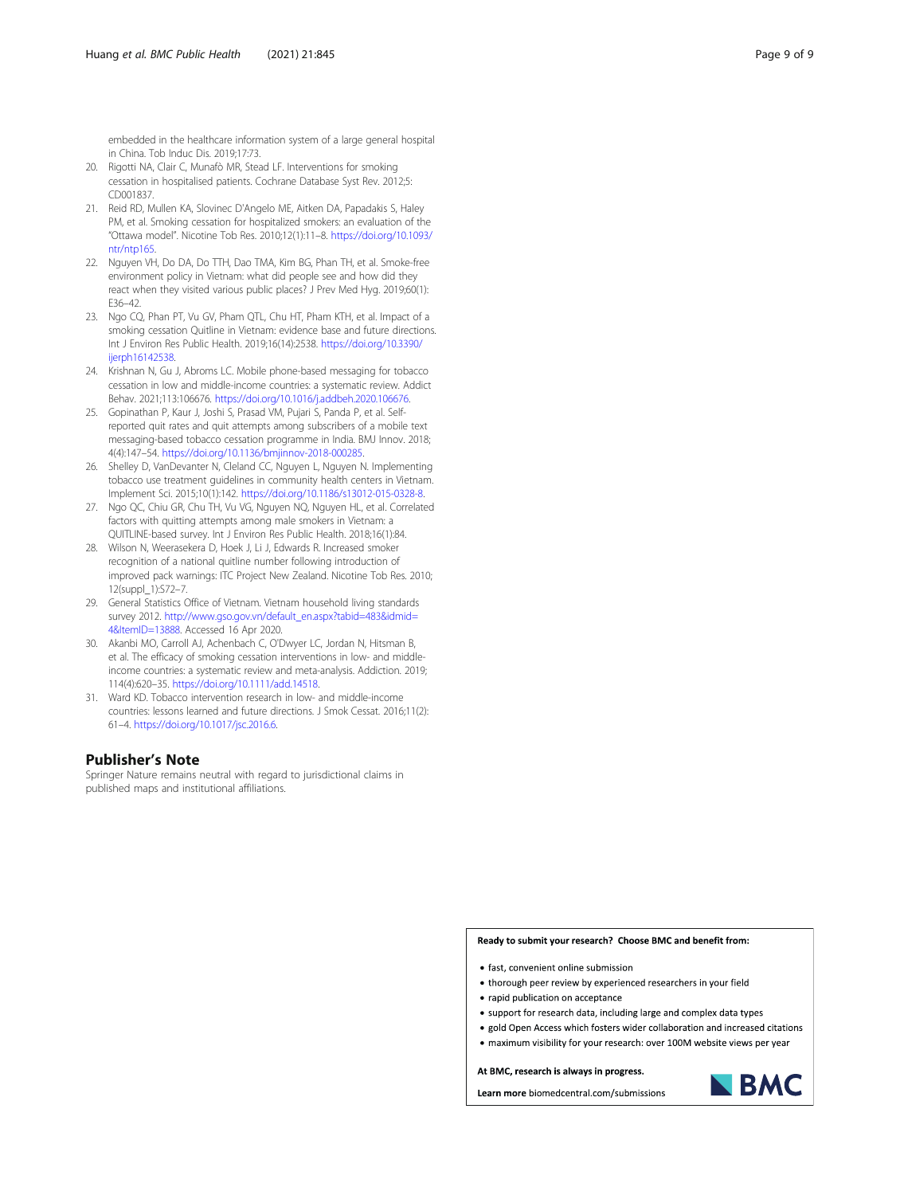embedded in the healthcare information system of a large general hospital in China. Tob Induc Dis. 2019;17:73.

20. Rigotti NA, Clair C, Munafò MR, Stead LF. Interventions for smoking cessation in hospitalised patients. Cochrane Database Syst Rev. 2012;5: CD001837.
21. Reid RD, Mullen KA, Slovinec D'Angelo ME, Aitken DA, Papadakis S, Haley PM, et al. Smoking cessation for hospitalized smokers: an evaluation of the "Ottawa model". Nicotine Tob Res. 2010;12(1):11–8. https://doi.org/10.1093/ntr/ntp165.
22. Nguyen VH, Do DA, Do TTH, Dao TMA, Kim BG, Phan TH, et al. Smoke-free environment policy in Vietnam: what did people see and how did they react when they visited various public places? J Prev Med Hyg. 2019;60(1): E36–42.
23. Ngo CQ, Phan PT, Vu GV, Pham QTL, Chu HT, Pham KTH, et al. Impact of a smoking cessation Quitline in Vietnam: evidence base and future directions. Int J Environ Res Public Health. 2019;16(14):2538. https://doi.org/10.3390/ijerph16142538.
24. Krishnan N, Gu J, Abroms LC. Mobile phone-based messaging for tobacco cessation in low and middle-income countries: a systematic review. Addict Behav. 2021;113:106676. https://doi.org/10.1016/j.addbeh.2020.106676.
25. Gopinathan P, Kaur J, Joshi S, Prasad VM, Pujari S, Panda P, et al. Self-reported quit rates and quit attempts among subscribers of a mobile text messaging-based tobacco cessation programme in India. BMJ Innov. 2018; 4(4):147–54. https://doi.org/10.1136/bmjinnov-2018-000285.
26. Shelley D, VanDevanter N, Cleland CC, Nguyen L, Nguyen N. Implementing tobacco use treatment guidelines in community health centers in Vietnam. Implement Sci. 2015;10(1):142. https://doi.org/10.1186/s13012-015-0328-8.
27. Ngo QC, Chiu GR, Chu TH, Vu VG, Nguyen NQ, Nguyen HL, et al. Correlated factors with quitting attempts among male smokers in Vietnam: a QUITLINE-based survey. Int J Environ Res Public Health. 2018;16(1):84.
28. Wilson N, Weerasekera D, Hoek J, Li J, Edwards R. Increased smoker recognition of a national quitline number following introduction of improved pack warnings: ITC Project New Zealand. Nicotine Tob Res. 2010; 12(suppl_1):S72–7.
29. General Statistics Office of Vietnam. Vietnam household living standards survey 2012. http://www.gso.gov.vn/default_en.aspx?tabid=483&idmid=4&ItemID=13888. Accessed 16 Apr 2020.
30. Akanbi MO, Carroll AJ, Achenbach C, O'Dwyer LC, Jordan N, Hitsman B, et al. The efficacy of smoking cessation interventions in low- and middle-income countries: a systematic review and meta-analysis. Addiction. 2019; 114(4):620–35. https://doi.org/10.1111/add.14518.
31. Ward KD. Tobacco intervention research in low- and middle-income countries: lessons learned and future directions. J Smok Cessat. 2016;11(2): 61–4. https://doi.org/10.1017/jsc.2016.6.

## Publisher's Note

Springer Nature remains neutral with regard to jurisdictional claims in published maps and institutional affiliations.

**Ready to submit your research? Choose BMC and benefit from:**

- fast, convenient online submission
- thorough peer review by experienced researchers in your field
- rapid publication on acceptance
- support for research data, including large and complex data types
- gold Open Access which fosters wider collaboration and increased citations
- maximum visibility for your research: over 100M website views per year

**At BMC, research is always in progress.**

**Learn more** biomedcentral.com/submissions

BMC